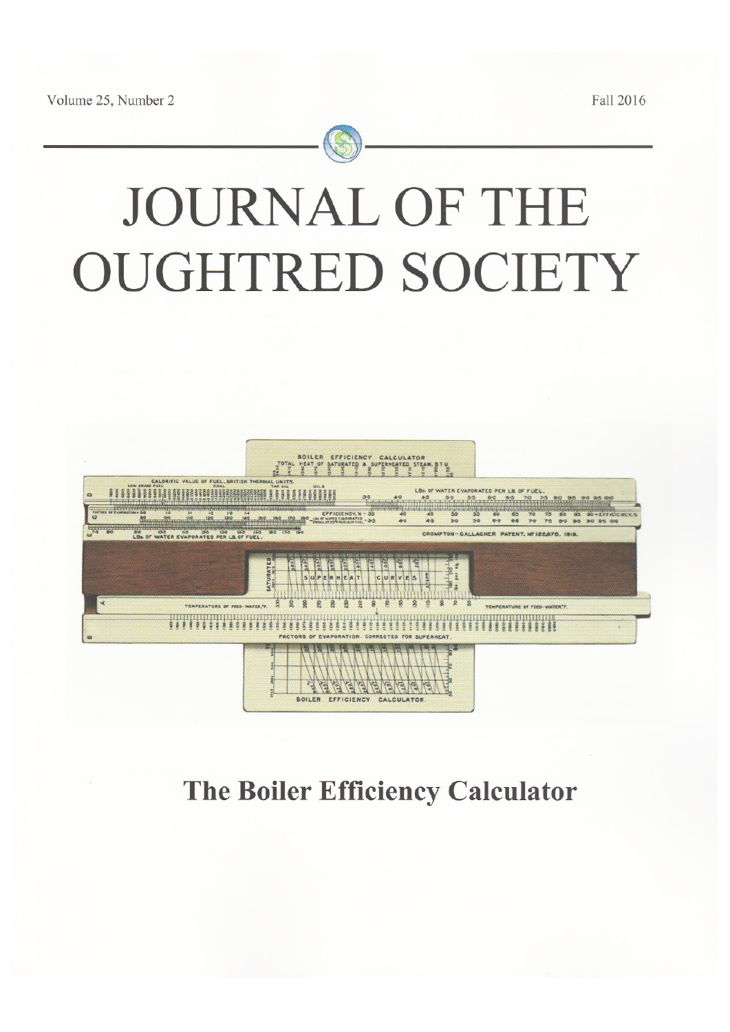Volume 25, Number 2

Fall 2016

# JOURNAL OF THE OUGHTRED SOCIETY

## The Boiler Efficiency Calculator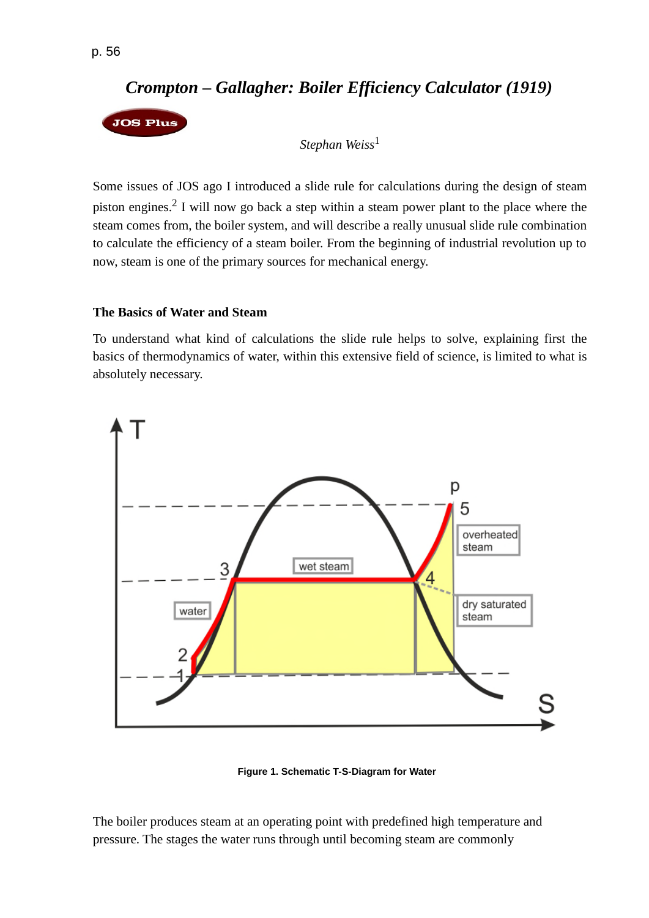# *Crompton – Gallagher: Boiler Efficiency Calculator (1919)*

JOS Plus

*Stephan Weiss*[1]

Some issues of JOS ago I introduced a slide rule for calculations during the design of steam piston engines.[2] I will now go back a step within a steam power plant to the place where the steam comes from, the boiler system, and will describe a really unusual slide rule combination to calculate the efficiency of a steam boiler. From the beginning of industrial revolution up to now, steam is one of the primary sources for mechanical energy.

### The Basics of Water and Steam

To understand what kind of calculations the slide rule helps to solve, explaining first the basics of thermodynamics of water, within this extensive field of science, is limited to what is absolutely necessary.

**Figure 1. Schematic T-S-Diagram for Water**

The boiler produces steam at an operating point with predefined high temperature and pressure. The stages the water runs through until becoming steam are commonly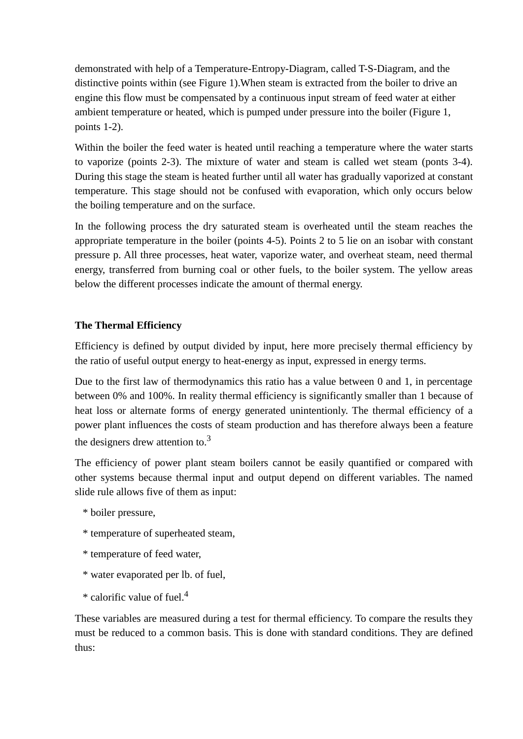demonstrated with help of a Temperature-Entropy-Diagram, called T-S-Diagram, and the distinctive points within (see Figure 1).When steam is extracted from the boiler to drive an engine this flow must be compensated by a continuous input stream of feed water at either ambient temperature or heated, which is pumped under pressure into the boiler (Figure 1, points 1-2).

Within the boiler the feed water is heated until reaching a temperature where the water starts to vaporize (points 2-3). The mixture of water and steam is called wet steam (ponts 3-4). During this stage the steam is heated further until all water has gradually vaporized at constant temperature. This stage should not be confused with evaporation, which only occurs below the boiling temperature and on the surface.

In the following process the dry saturated steam is overheated until the steam reaches the appropriate temperature in the boiler (points 4-5). Points 2 to 5 lie on an isobar with constant pressure p. All three processes, heat water, vaporize water, and overheat steam, need thermal energy, transferred from burning coal or other fuels, to the boiler system. The yellow areas below the different processes indicate the amount of thermal energy.

**The Thermal Efficiency**

Efficiency is defined by output divided by input, here more precisely thermal efficiency by the ratio of useful output energy to heat-energy as input, expressed in energy terms.

Due to the first law of thermodynamics this ratio has a value between 0 and 1, in percentage between 0% and 100%. In reality thermal efficiency is significantly smaller than 1 because of heat loss or alternate forms of energy generated unintentionly. The thermal efficiency of a power plant influences the costs of steam production and has therefore always been a feature the designers drew attention to.[3]

The efficiency of power plant steam boilers cannot be easily quantified or compared with other systems because thermal input and output depend on different variables. The named slide rule allows five of them as input:

* boiler pressure,
* temperature of superheated steam,
* temperature of feed water,
* water evaporated per lb. of fuel,
* calorific value of fuel.[4]

These variables are measured during a test for thermal efficiency. To compare the results they must be reduced to a common basis. This is done with standard conditions. They are defined thus: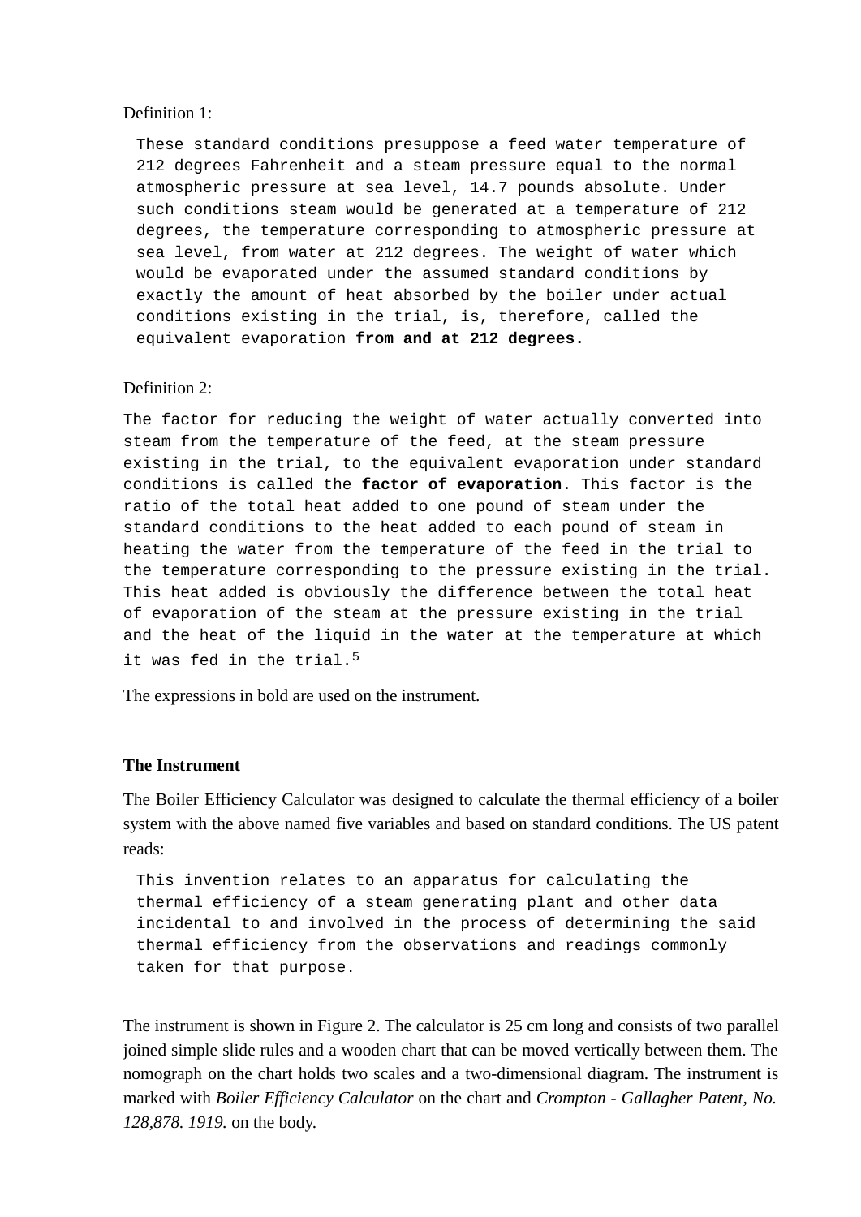Definition 1:

> These standard conditions presuppose a feed water temperature of 212 degrees Fahrenheit and a steam pressure equal to the normal atmospheric pressure at sea level, 14.7 pounds absolute. Under such conditions steam would be generated at a temperature of 212 degrees, the temperature corresponding to atmospheric pressure at sea level, from water at 212 degrees. The weight of water which would be evaporated under the assumed standard conditions by exactly the amount of heat absorbed by the boiler under actual conditions existing in the trial, is, therefore, called the equivalent evaporation **from and at 212 degrees.**

Definition 2:

The factor for reducing the weight of water actually converted into steam from the temperature of the feed, at the steam pressure existing in the trial, to the equivalent evaporation under standard conditions is called the **factor of evaporation**. This factor is the ratio of the total heat added to one pound of steam under the standard conditions to the heat added to each pound of steam in heating the water from the temperature of the feed in the trial to the temperature corresponding to the pressure existing in the trial. This heat added is obviously the difference between the total heat of evaporation of the steam at the pressure existing in the trial and the heat of the liquid in the water at the temperature at which it was fed in the trial.[5]

The expressions in bold are used on the instrument.

### The Instrument

The Boiler Efficiency Calculator was designed to calculate the thermal efficiency of a boiler system with the above named five variables and based on standard conditions. The US patent reads:

> This invention relates to an apparatus for calculating the thermal efficiency of a steam generating plant and other data incidental to and involved in the process of determining the said thermal efficiency from the observations and readings commonly taken for that purpose.

The instrument is shown in Figure 2. The calculator is 25 cm long and consists of two parallel joined simple slide rules and a wooden chart that can be moved vertically between them. The nomograph on the chart holds two scales and a two-dimensional diagram. The instrument is marked with *Boiler Efficiency Calculator* on the chart and *Crompton - Gallagher Patent, No. 128,878. 1919.* on the body.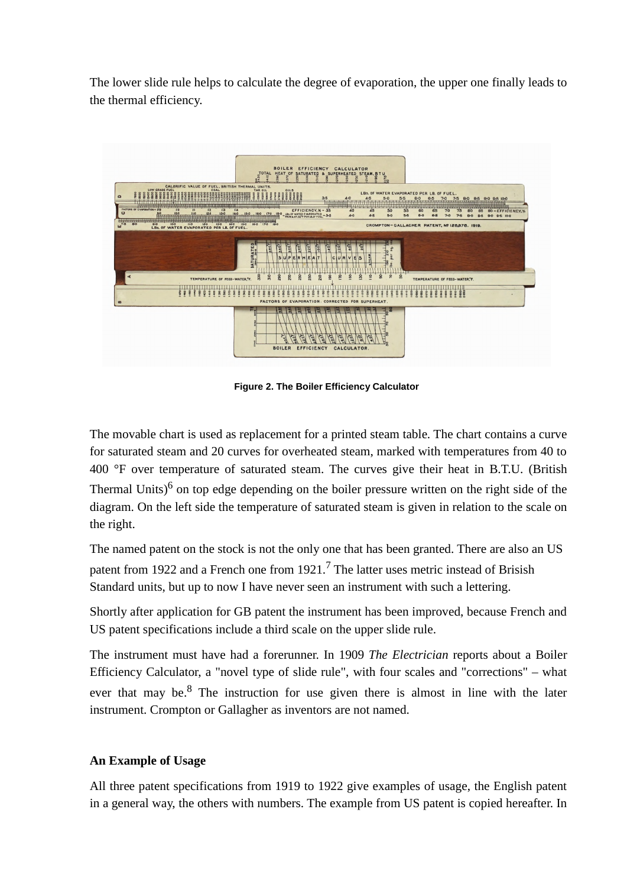The lower slide rule helps to calculate the degree of evaporation, the upper one finally leads to the thermal efficiency.

Figure 2. The Boiler Efficiency Calculator

The movable chart is used as replacement for a printed steam table. The chart contains a curve for saturated steam and 20 curves for overheated steam, marked with temperatures from 40 to 400 °F over temperature of saturated steam. The curves give their heat in B.T.U. (British Thermal Units)[6] on top edge depending on the boiler pressure written on the right side of the diagram. On the left side the temperature of saturated steam is given in relation to the scale on the right.

The named patent on the stock is not the only one that has been granted. There are also an US patent from 1922 and a French one from 1921.[7] The latter uses metric instead of Brisish Standard units, but up to now I have never seen an instrument with such a lettering.

Shortly after application for GB patent the instrument has been improved, because French and US patent specifications include a third scale on the upper slide rule.

The instrument must have had a forerunner. In 1909 *The Electrician* reports about a Boiler Efficiency Calculator, a "novel type of slide rule", with four scales and "corrections" – what ever that may be.[8] The instruction for use given there is almost in line with the later instrument. Crompton or Gallagher as inventors are not named.

**An Example of Usage**

All three patent specifications from 1919 to 1922 give examples of usage, the English patent in a general way, the others with numbers. The example from US patent is copied hereafter. In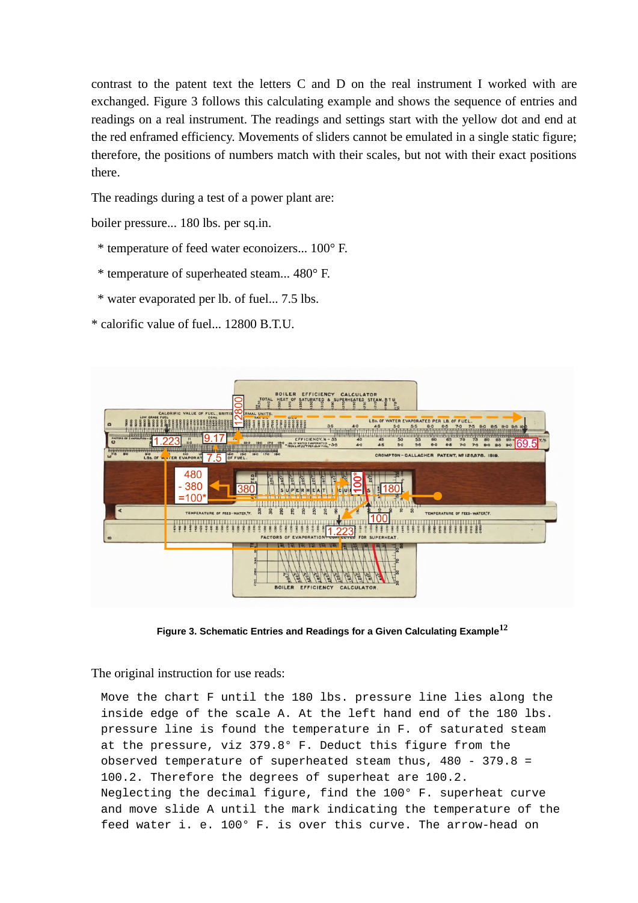contrast to the patent text the letters C and D on the real instrument I worked with are exchanged. Figure 3 follows this calculating example and shows the sequence of entries and readings on a real instrument. The readings and settings start with the yellow dot and end at the red enframed efficiency. Movements of sliders cannot be emulated in a single static figure; therefore, the positions of numbers match with their scales, but not with their exact positions there.

The readings during a test of a power plant are:

boiler pressure... 180 lbs. per sq.in.

* temperature of feed water econoizers... 100° F.

* temperature of superheated steam... 480° F.

* water evaporated per lb. of fuel... 7.5 lbs.

* calorific value of fuel... 12800 B.T.U.

**Figure 3. Schematic Entries and Readings for a Given Calculating Example**[12]

The original instruction for use reads:

```
Move the chart F until the 180 lbs. pressure line lies along the
inside edge of the scale A. At the left hand end of the 180 lbs.
pressure line is found the temperature in F. of saturated steam
at the pressure, viz 379.8° F. Deduct this figure from the
observed temperature of superheated steam thus, 480 - 379.8 =
100.2. Therefore the degrees of superheat are 100.2.
Neglecting the decimal figure, find the 100° F. superheat curve
and move slide A until the mark indicating the temperature of the
feed water i. e. 100° F. is over this curve. The arrow-head on
```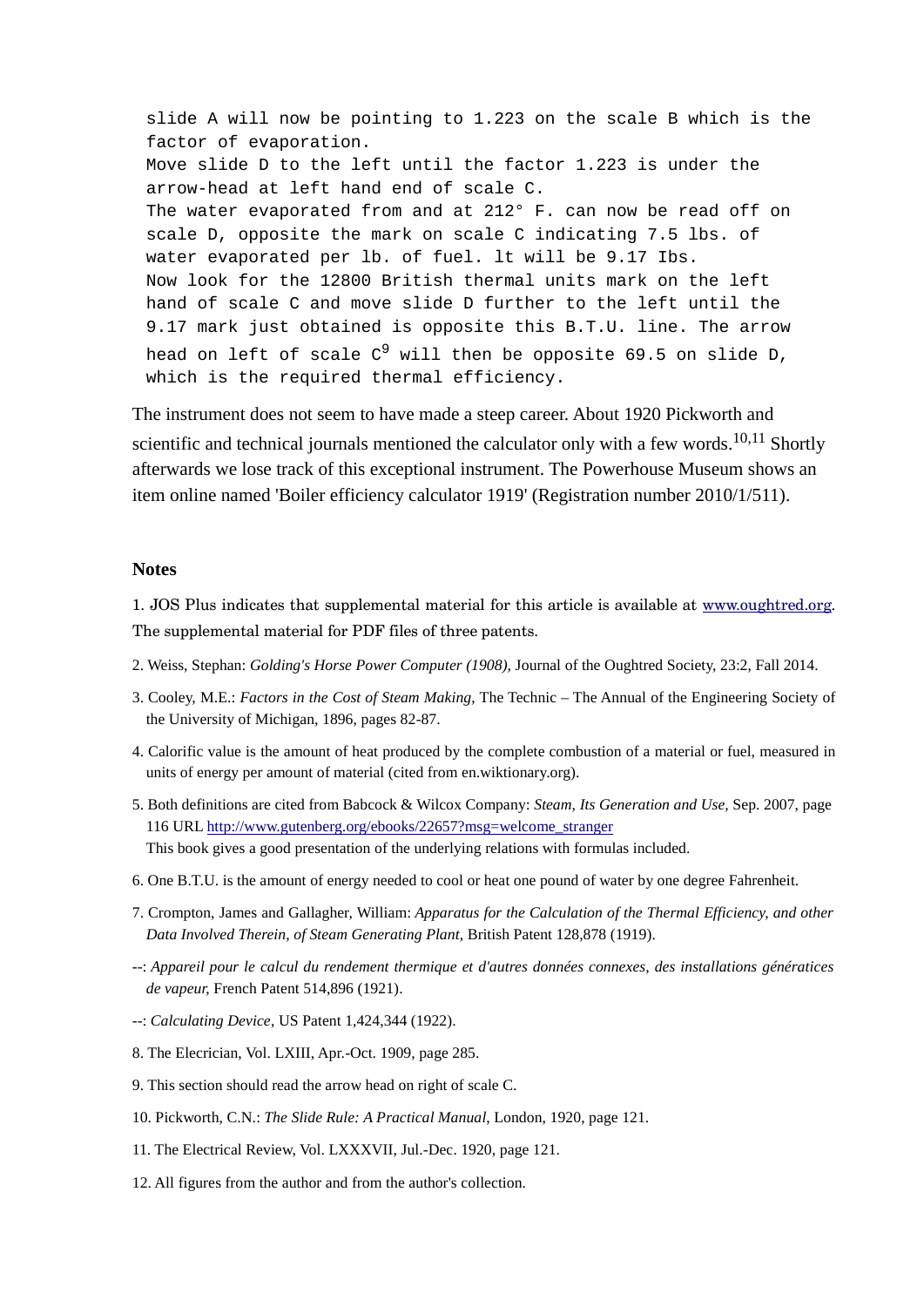```
slide A will now be pointing to 1.223 on the scale B which is the
factor of evaporation.
Move slide D to the left until the factor 1.223 is under the
arrow-head at left hand end of scale C.
The water evaporated from and at 212° F. can now be read off on
scale D, opposite the mark on scale C indicating 7.5 lbs. of
water evaporated per lb. of fuel. lt will be 9.17 Ibs.
Now look for the 12800 British thermal units mark on the left
hand of scale C and move slide D further to the left until the
9.17 mark just obtained is opposite this B.T.U. line. The arrow
head on left of scale C[9] will then be opposite 69.5 on slide D,
which is the required thermal efficiency.
```

The instrument does not seem to have made a steep career. About 1920 Pickworth and scientific and technical journals mentioned the calculator only with a few words.[10,11] Shortly afterwards we lose track of this exceptional instrument. The Powerhouse Museum shows an item online named 'Boiler efficiency calculator 1919' (Registration number 2010/1/511).

**Notes**

1. JOS Plus indicates that supplemental material for this article is available at www.oughtred.org. The supplemental material for PDF files of three patents.

2. Weiss, Stephan: *Golding's Horse Power Computer (1908)*, Journal of the Oughtred Society, 23:2, Fall 2014.

3. Cooley, M.E.: *Factors in the Cost of Steam Making*, The Technic – The Annual of the Engineering Society of the University of Michigan, 1896, pages 82-87.

4. Calorific value is the amount of heat produced by the complete combustion of a material or fuel, measured in units of energy per amount of material (cited from en.wiktionary.org).

5. Both definitions are cited from Babcock & Wilcox Company: *Steam, Its Generation and Use*, Sep. 2007, page 116 URL http://www.gutenberg.org/ebooks/22657?msg=welcome_stranger
This book gives a good presentation of the underlying relations with formulas included.

6. One B.T.U. is the amount of energy needed to cool or heat one pound of water by one degree Fahrenheit.

7. Crompton, James and Gallagher, William: *Apparatus for the Calculation of the Thermal Efficiency, and other Data Involved Therein, of Steam Generating Plant*, British Patent 128,878 (1919).

--: *Appareil pour le calcul du rendement thermique et d'autres données connexes, des installations génératices de vapeur,* French Patent 514,896 (1921).

--: *Calculating Device*, US Patent 1,424,344 (1922).

8. The Elecrician, Vol. LXIII, Apr.-Oct. 1909, page 285.

9. This section should read the arrow head on right of scale C.

10. Pickworth, C.N.: *The Slide Rule: A Practical Manual*, London, 1920, page 121.

11. The Electrical Review, Vol. LXXXVII, Jul.-Dec. 1920, page 121.

12. All figures from the author and from the author's collection.